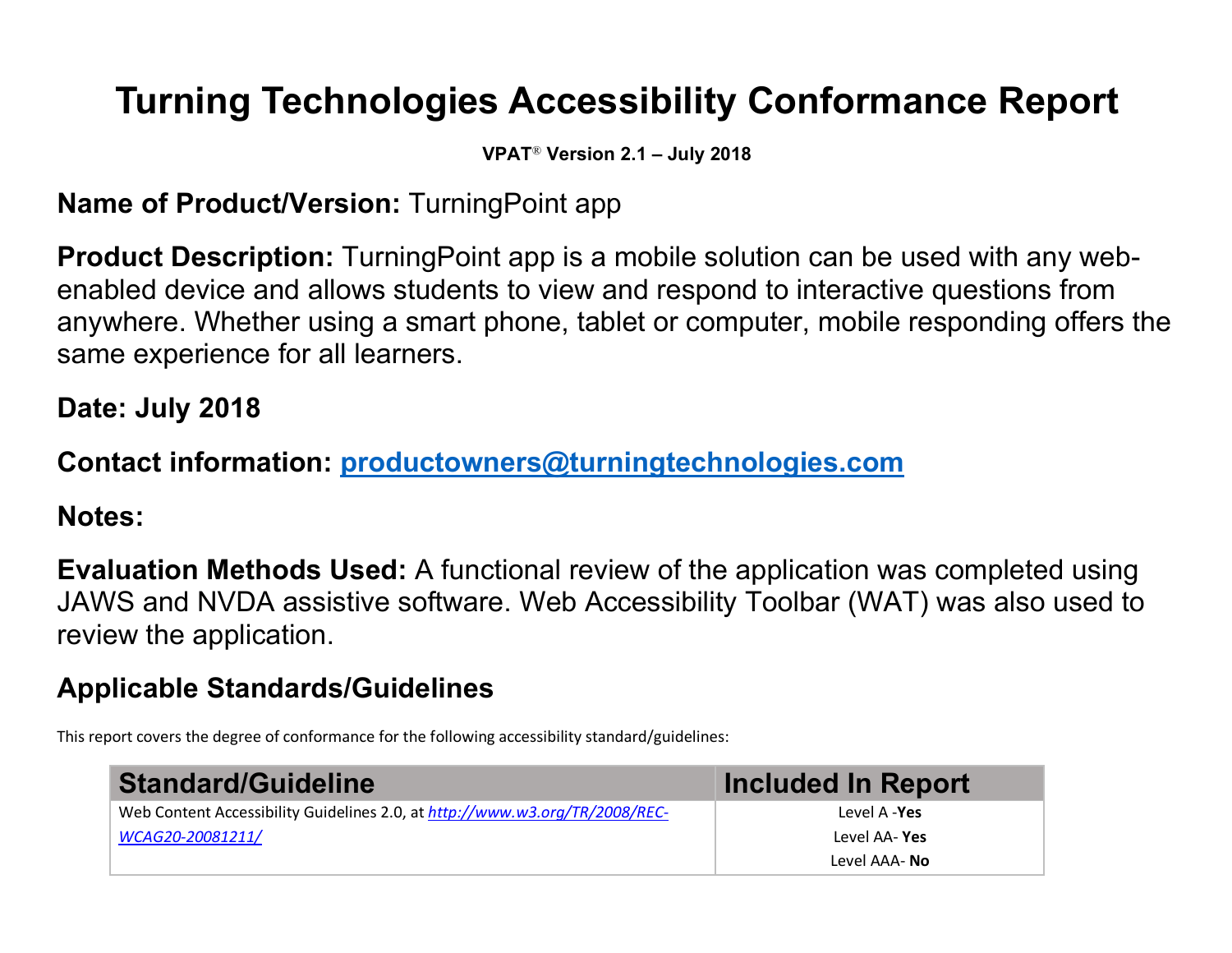# Turning Technologies Accessibility Conformance Report

**VPAT® Version 2.1 – July 2018**

**Name of Product/Version:** TurningPoint app

**Product Description:** TurningPoint app is a mobile solution can be used with any web-enabled device and allows students to view and respond to interactive questions from anywhere. Whether using a smart phone, tablet or computer, mobile responding offers the same experience for all learners.

**Date: July 2018**

**Contact information: productowners@turningtechnologies.com**

**Notes:**

**Evaluation Methods Used:** A functional review of the application was completed using JAWS and NVDA assistive software. Web Accessibility Toolbar (WAT) was also used to review the application.

## Applicable Standards/Guidelines

This report covers the degree of conformance for the following accessibility standard/guidelines:

| Standard/Guideline | Included In Report |
|---|---|
| Web Content Accessibility Guidelines 2.0, at *http://www.w3.org/TR/2008/REC-WCAG20-20081211/* | Level A -**Yes**<br>Level AA- **Yes**<br>Level AAA- **No** |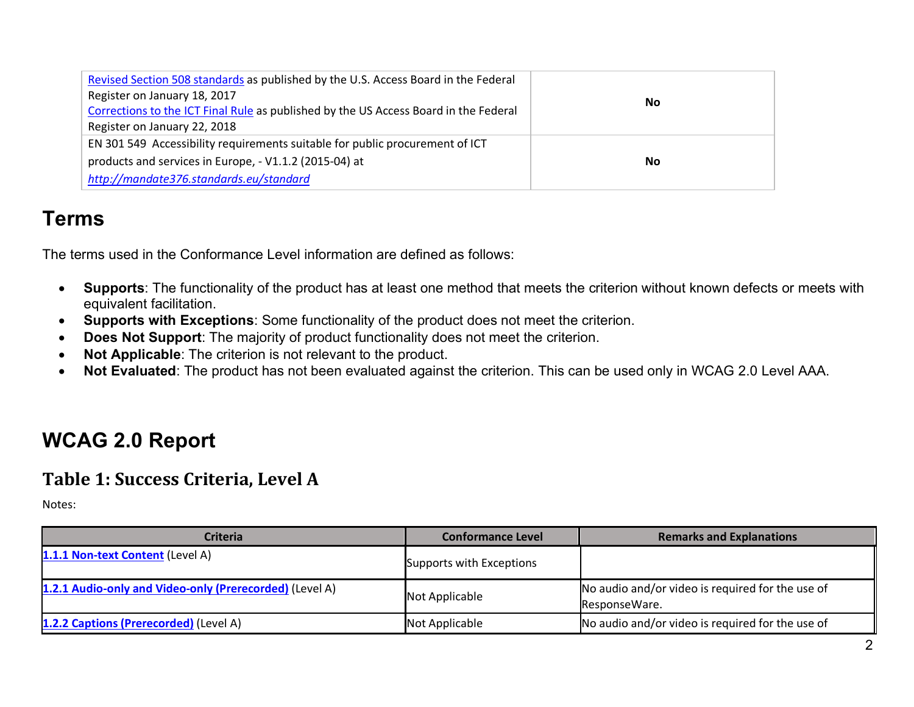| | |
|---|---|
| Revised Section 508 standards as published by the U.S. Access Board in the Federal Register on January 18, 2017<br>Corrections to the ICT Final Rule as published by the US Access Board in the Federal Register on January 22, 2018 | **No** |
| EN 301 549 Accessibility requirements suitable for public procurement of ICT products and services in Europe, - V1.1.2 (2015-04) at *http://mandate376.standards.eu/standard* | **No** |

## Terms

The terms used in the Conformance Level information are defined as follows:

- **Supports**: The functionality of the product has at least one method that meets the criterion without known defects or meets with equivalent facilitation.
- **Supports with Exceptions**: Some functionality of the product does not meet the criterion.
- **Does Not Support**: The majority of product functionality does not meet the criterion.
- **Not Applicable**: The criterion is not relevant to the product.
- **Not Evaluated**: The product has not been evaluated against the criterion. This can be used only in WCAG 2.0 Level AAA.

## WCAG 2.0 Report

### Table 1: Success Criteria, Level A

Notes:

| Criteria | Conformance Level | Remarks and Explanations |
|---|---|---|
| **1.1.1 Non-text Content** (Level A) | Supports with Exceptions | |
| **1.2.1 Audio-only and Video-only (Prerecorded)** (Level A) | Not Applicable | No audio and/or video is required for the use of ResponseWare. |
| **1.2.2 Captions (Prerecorded)** (Level A) | Not Applicable | No audio and/or video is required for the use of |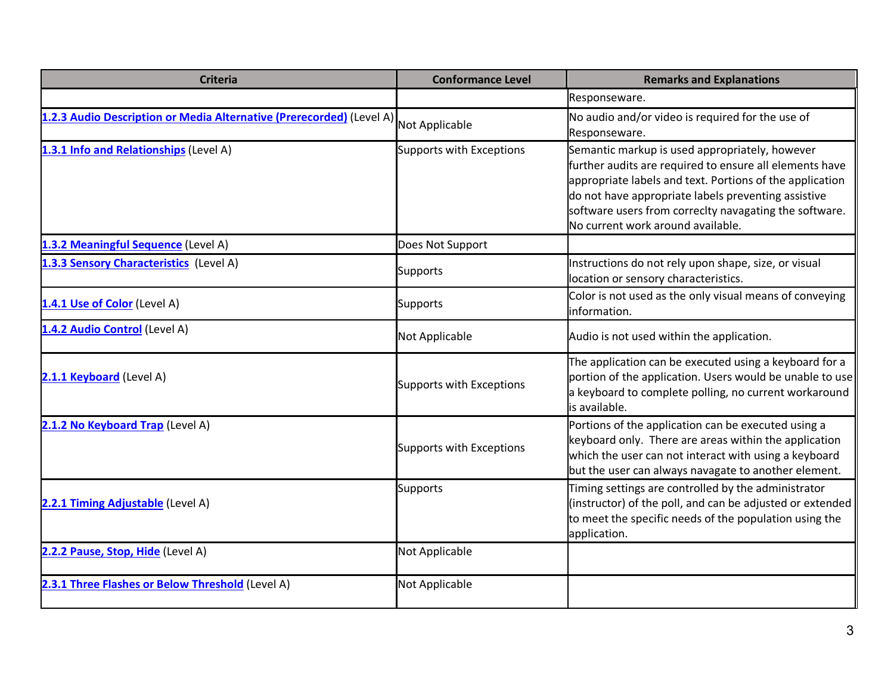| Criteria | Conformance Level | Remarks and Explanations |
|---|---|---|
| | | Responseware. |
| 1.2.3 Audio Description or Media Alternative (Prerecorded) (Level A) | Not Applicable | No audio and/or video is required for the use of Responseware. |
| 1.3.1 Info and Relationships (Level A) | Supports with Exceptions | Semantic markup is used appropriately, however further audits are required to ensure all elements have appropriate labels and text. Portions of the application do not have appropriate labels preventing assistive software users from correclty navagating the software. No current work around available. |
| 1.3.2 Meaningful Sequence (Level A) | Does Not Support | |
| 1.3.3 Sensory Characteristics (Level A) | Supports | Instructions do not rely upon shape, size, or visual location or sensory characteristics. |
| 1.4.1 Use of Color (Level A) | Supports | Color is not used as the only visual means of conveying information. |
| 1.4.2 Audio Control (Level A) | Not Applicable | Audio is not used within the application. |
| 2.1.1 Keyboard (Level A) | Supports with Exceptions | The application can be executed using a keyboard for a portion of the application. Users would be unable to use a keyboard to complete polling, no current workaround is available. |
| 2.1.2 No Keyboard Trap (Level A) | Supports with Exceptions | Portions of the application can be executed using a keyboard only. There are areas within the application which the user can not interact with using a keyboard but the user can always navagate to another element. |
| 2.2.1 Timing Adjustable (Level A) | Supports | Timing settings are controlled by the administrator (instructor) of the poll, and can be adjusted or extended to meet the specific needs of the population using the application. |
| 2.2.2 Pause, Stop, Hide (Level A) | Not Applicable | |
| 2.3.1 Three Flashes or Below Threshold (Level A) | Not Applicable | |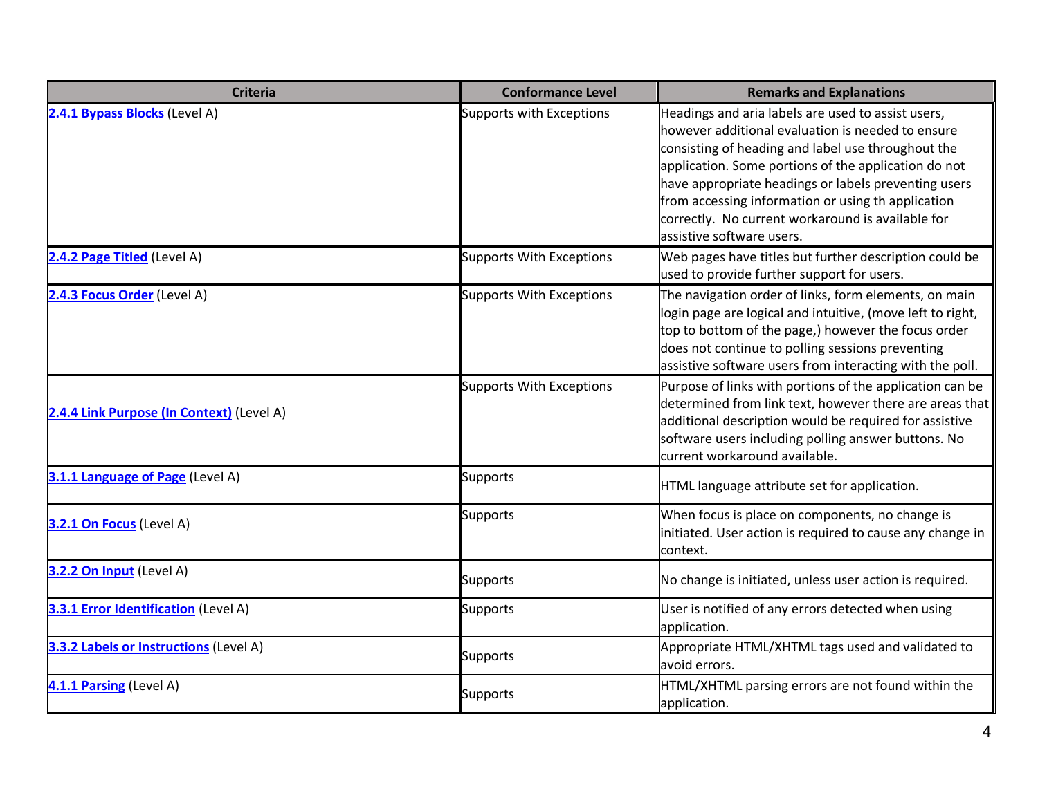| Criteria | Conformance Level | Remarks and Explanations |
|---|---|---|
| **2.4.1 Bypass Blocks** (Level A) | Supports with Exceptions | Headings and aria labels are used to assist users, however additional evaluation is needed to ensure consisting of heading and label use throughout the application. Some portions of the application do not have appropriate headings or labels preventing users from accessing information or using th application correctly. No current workaround is available for assistive software users. |
| **2.4.2 Page Titled** (Level A) | Supports With Exceptions | Web pages have titles but further description could be used to provide further support for users. |
| **2.4.3 Focus Order** (Level A) | Supports With Exceptions | The navigation order of links, form elements, on main login page are logical and intuitive, (move left to right, top to bottom of the page,) however the focus order does not continue to polling sessions preventing assistive software users from interacting with the poll. |
| **2.4.4 Link Purpose (In Context)** (Level A) | Supports With Exceptions | Purpose of links with portions of the application can be determined from link text, however there are areas that additional description would be required for assistive software users including polling answer buttons. No current workaround available. |
| **3.1.1 Language of Page** (Level A) | Supports | HTML language attribute set for application. |
| **3.2.1 On Focus** (Level A) | Supports | When focus is place on components, no change is initiated. User action is required to cause any change in context. |
| **3.2.2 On Input** (Level A) | Supports | No change is initiated, unless user action is required. |
| **3.3.1 Error Identification** (Level A) | Supports | User is notified of any errors detected when using application. |
| **3.3.2 Labels or Instructions** (Level A) | Supports | Appropriate HTML/XHTML tags used and validated to avoid errors. |
| **4.1.1 Parsing** (Level A) | Supports | HTML/XHTML parsing errors are not found within the application. |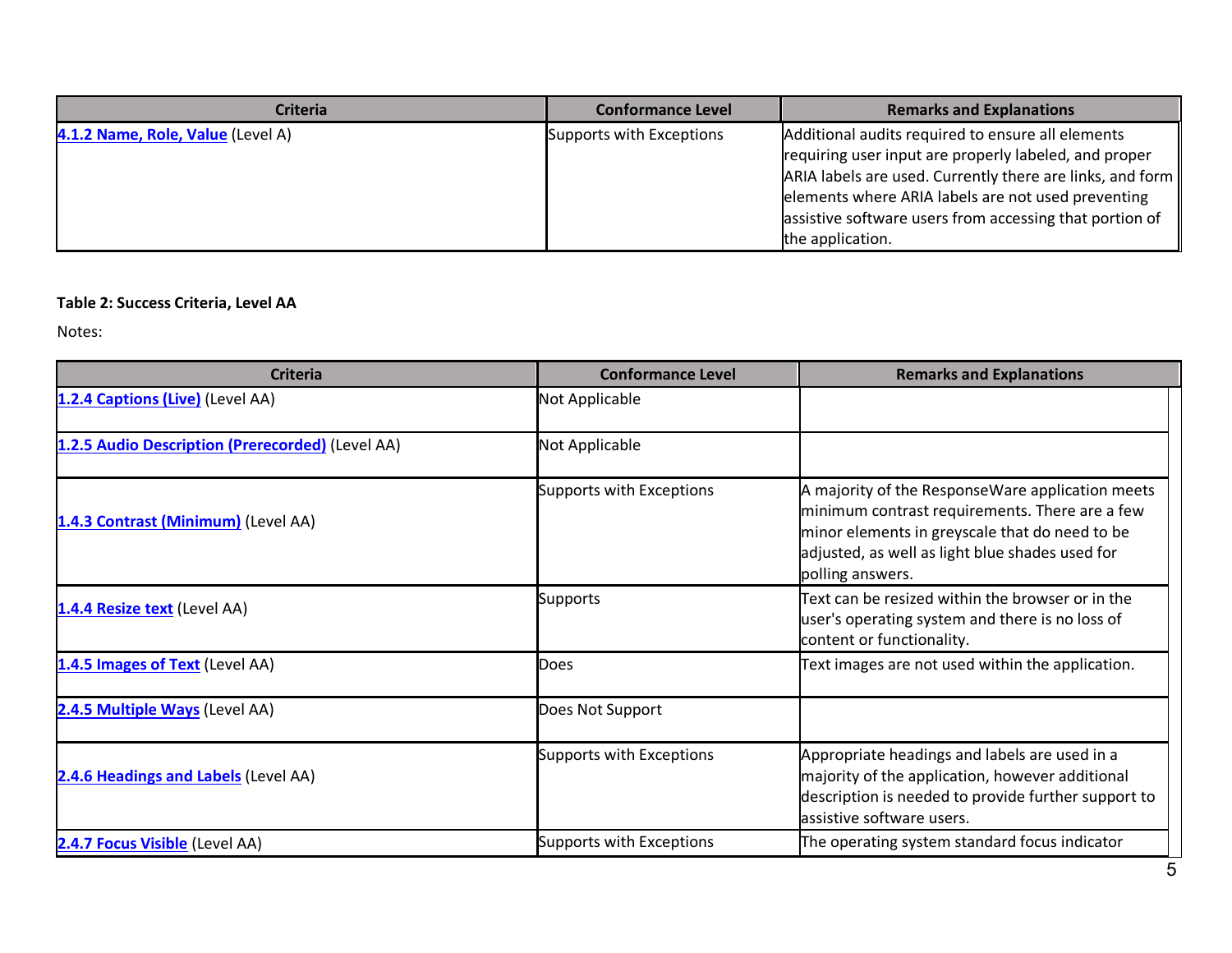| Criteria | Conformance Level | Remarks and Explanations |
| --- | --- | --- |
| **4.1.2 Name, Role, Value** (Level A) | Supports with Exceptions | Additional audits required to ensure all elements requiring user input are properly labeled, and proper ARIA labels are used. Currently there are links, and form elements where ARIA labels are not used preventing assistive software users from accessing that portion of the application. |

**Table 2: Success Criteria, Level AA**

Notes:

| Criteria | Conformance Level | Remarks and Explanations |
| --- | --- | --- |
| **1.2.4 Captions (Live)** (Level AA) | Not Applicable | |
| **1.2.5 Audio Description (Prerecorded)** (Level AA) | Not Applicable | |
| **1.4.3 Contrast (Minimum)** (Level AA) | Supports with Exceptions | A majority of the ResponseWare application meets minimum contrast requirements. There are a few minor elements in greyscale that do need to be adjusted, as well as light blue shades used for polling answers. |
| **1.4.4 Resize text** (Level AA) | Supports | Text can be resized within the browser or in the user's operating system and there is no loss of content or functionality. |
| **1.4.5 Images of Text** (Level AA) | Does | Text images are not used within the application. |
| **2.4.5 Multiple Ways** (Level AA) | Does Not Support | |
| **2.4.6 Headings and Labels** (Level AA) | Supports with Exceptions | Appropriate headings and labels are used in a majority of the application, however additional description is needed to provide further support to assistive software users. |
| **2.4.7 Focus Visible** (Level AA) | Supports with Exceptions | The operating system standard focus indicator |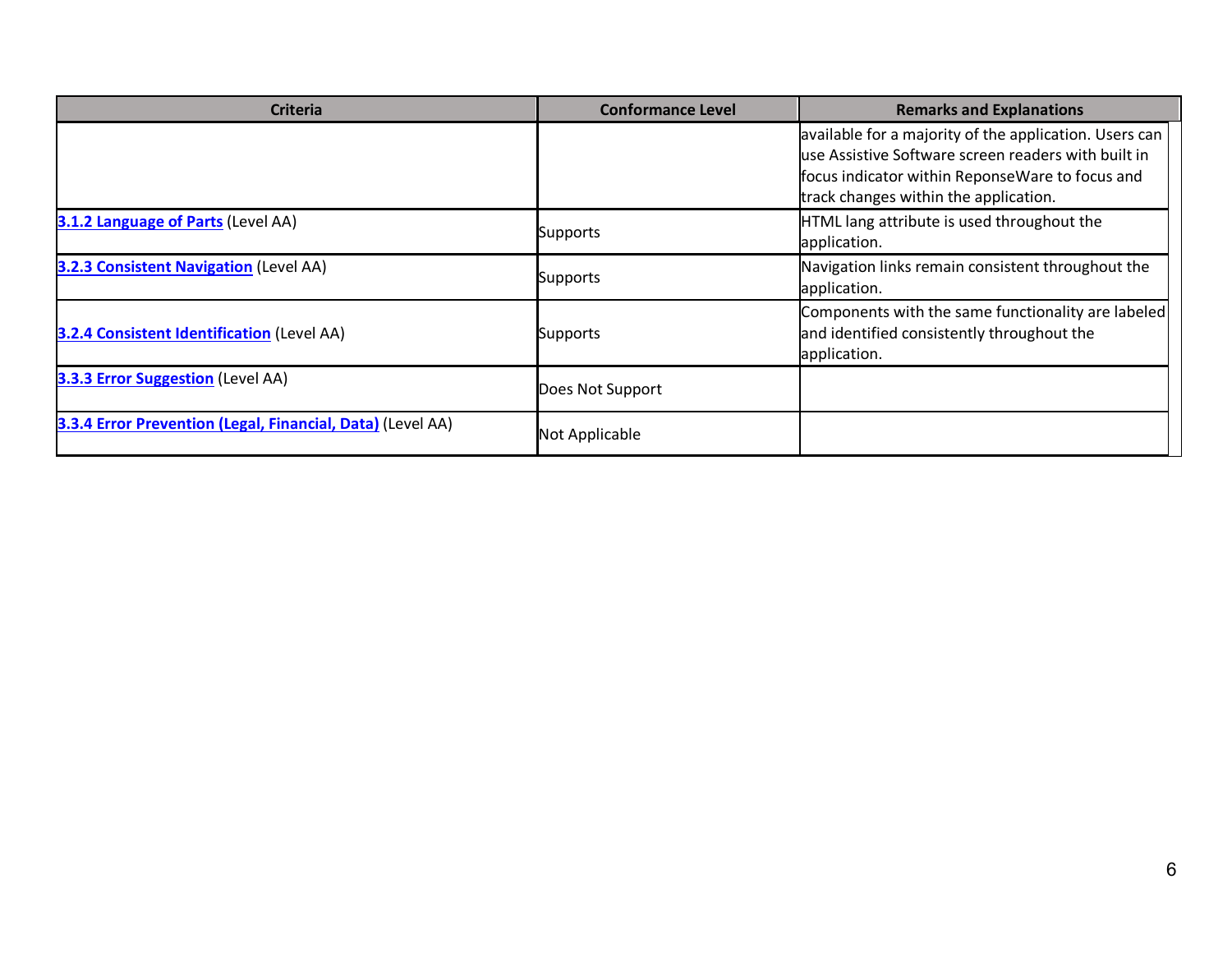| Criteria | Conformance Level | Remarks and Explanations |
| --- | --- | --- |
| | | available for a majority of the application. Users can use Assistive Software screen readers with built in focus indicator within ReponseWare to focus and track changes within the application. |
| 3.1.2 Language of Parts (Level AA) | Supports | HTML lang attribute is used throughout the application. |
| 3.2.3 Consistent Navigation (Level AA) | Supports | Navigation links remain consistent throughout the application. |
| 3.2.4 Consistent Identification (Level AA) | Supports | Components with the same functionality are labeled and identified consistently throughout the application. |
| 3.3.3 Error Suggestion (Level AA) | Does Not Support | |
| 3.3.4 Error Prevention (Legal, Financial, Data) (Level AA) | Not Applicable | |